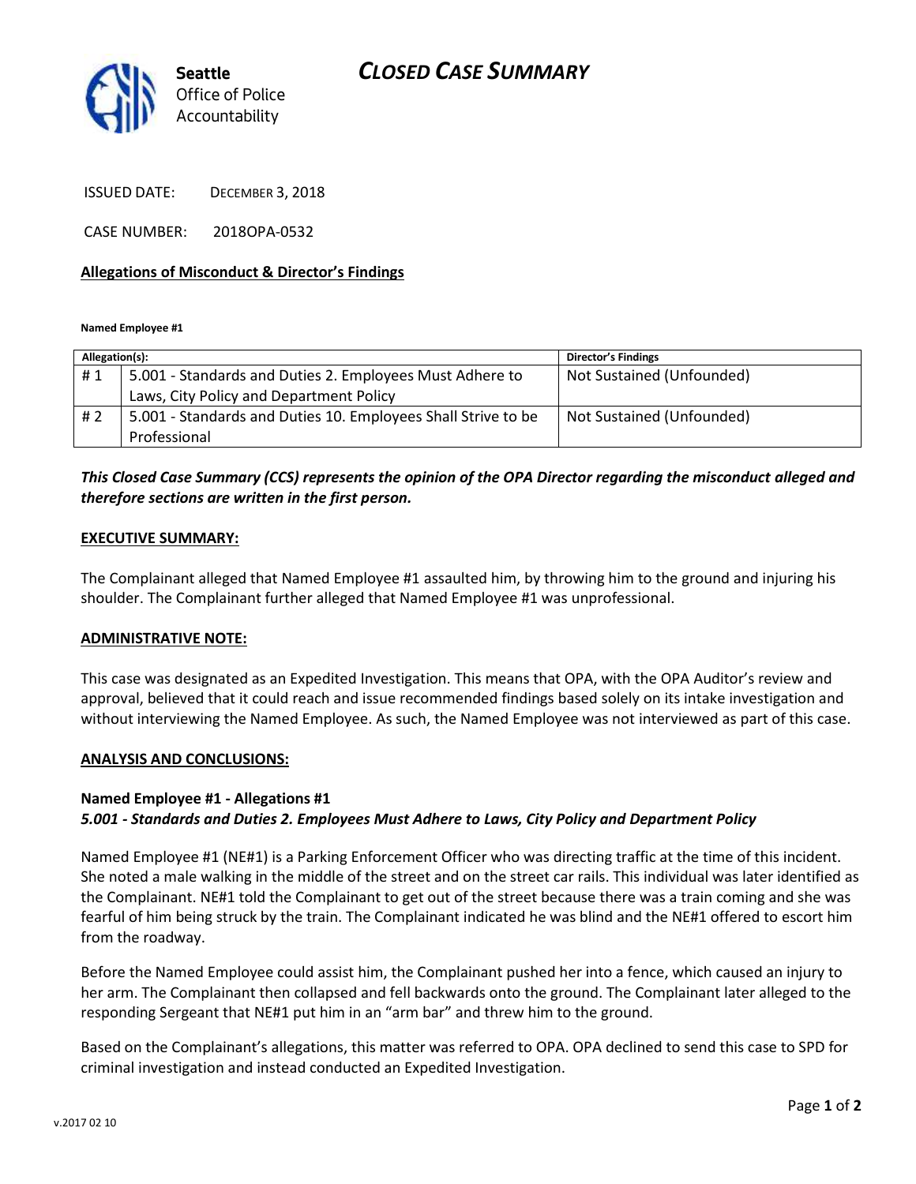**Seattle** Office of Police Accountability

# *CLOSED CASE SUMMARY*

ISSUED DATE: DECEMBER 3, 2018

CASE NUMBER: 2018OPA-0532

**Allegations of Misconduct & Director's Findings**

**Named Employee #1**

| Allegation(s): | | Director's Findings |
|---|---|---|
| # 1 | 5.001 - Standards and Duties 2. Employees Must Adhere to Laws, City Policy and Department Policy | Not Sustained (Unfounded) |
| # 2 | 5.001 - Standards and Duties 10. Employees Shall Strive to be Professional | Not Sustained (Unfounded) |

***This Closed Case Summary (CCS) represents the opinion of the OPA Director regarding the misconduct alleged and therefore sections are written in the first person.***

**EXECUTIVE SUMMARY:**

The Complainant alleged that Named Employee #1 assaulted him, by throwing him to the ground and injuring his shoulder. The Complainant further alleged that Named Employee #1 was unprofessional.

**ADMINISTRATIVE NOTE:**

This case was designated as an Expedited Investigation. This means that OPA, with the OPA Auditor's review and approval, believed that it could reach and issue recommended findings based solely on its intake investigation and without interviewing the Named Employee. As such, the Named Employee was not interviewed as part of this case.

**ANALYSIS AND CONCLUSIONS:**

**Named Employee #1 - Allegations #1**
***5.001 - Standards and Duties 2. Employees Must Adhere to Laws, City Policy and Department Policy***

Named Employee #1 (NE#1) is a Parking Enforcement Officer who was directing traffic at the time of this incident. She noted a male walking in the middle of the street and on the street car rails. This individual was later identified as the Complainant. NE#1 told the Complainant to get out of the street because there was a train coming and she was fearful of him being struck by the train. The Complainant indicated he was blind and the NE#1 offered to escort him from the roadway.

Before the Named Employee could assist him, the Complainant pushed her into a fence, which caused an injury to her arm. The Complainant then collapsed and fell backwards onto the ground. The Complainant later alleged to the responding Sergeant that NE#1 put him in an "arm bar" and threw him to the ground.

Based on the Complainant's allegations, this matter was referred to OPA. OPA declined to send this case to SPD for criminal investigation and instead conducted an Expedited Investigation.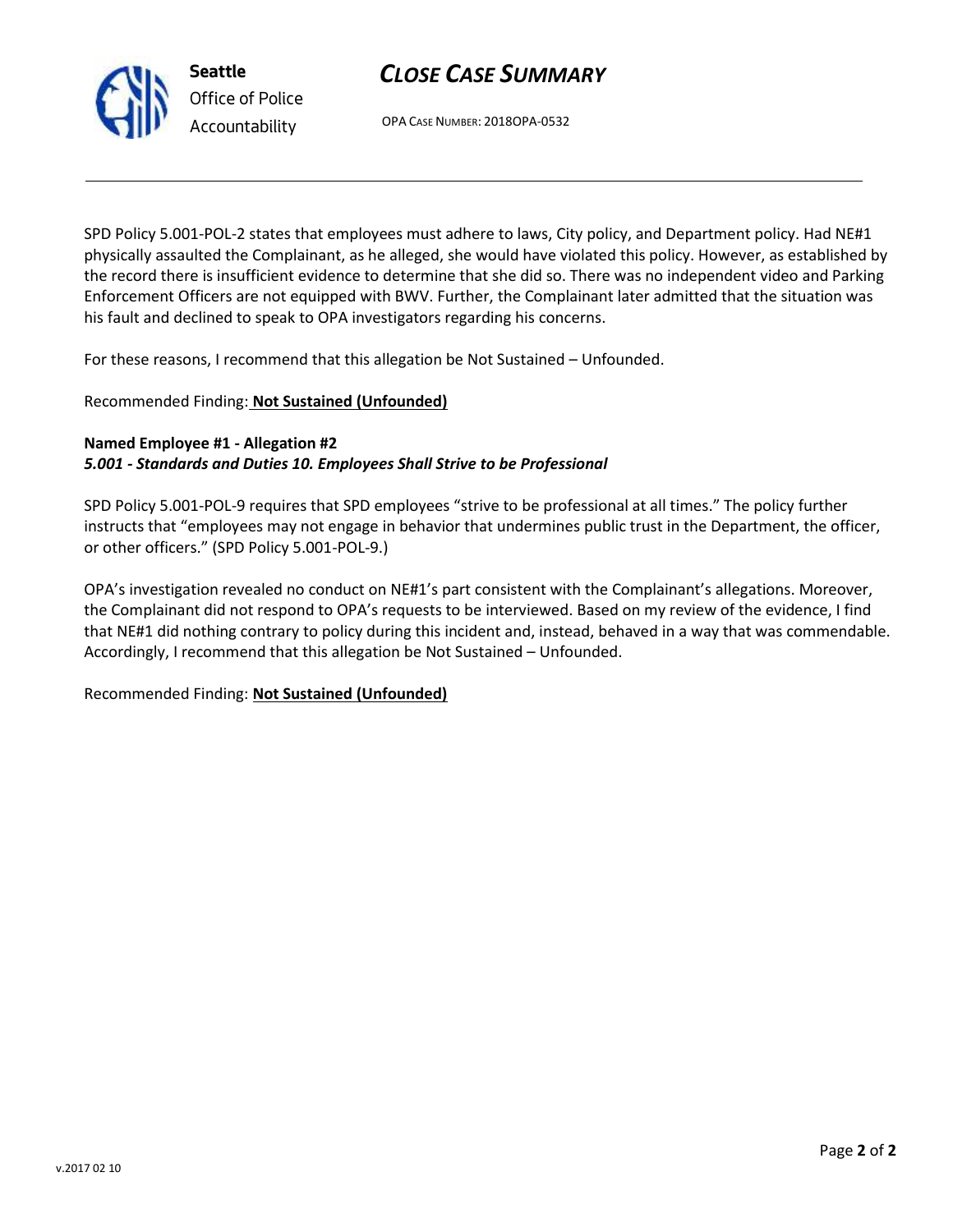SPD Policy 5.001-POL-2 states that employees must adhere to laws, City policy, and Department policy. Had NE#1 physically assaulted the Complainant, as he alleged, she would have violated this policy. However, as established by the record there is insufficient evidence to determine that she did so. There was no independent video and Parking Enforcement Officers are not equipped with BWV. Further, the Complainant later admitted that the situation was his fault and declined to speak to OPA investigators regarding his concerns.

For these reasons, I recommend that this allegation be Not Sustained – Unfounded.

Recommended Finding: **Not Sustained (Unfounded)**

**Named Employee #1 - Allegation #2**
***5.001 - Standards and Duties 10. Employees Shall Strive to be Professional***

SPD Policy 5.001-POL-9 requires that SPD employees "strive to be professional at all times." The policy further instructs that "employees may not engage in behavior that undermines public trust in the Department, the officer, or other officers." (SPD Policy 5.001-POL-9.)

OPA's investigation revealed no conduct on NE#1's part consistent with the Complainant's allegations. Moreover, the Complainant did not respond to OPA's requests to be interviewed. Based on my review of the evidence, I find that NE#1 did nothing contrary to policy during this incident and, instead, behaved in a way that was commendable. Accordingly, I recommend that this allegation be Not Sustained – Unfounded.

Recommended Finding: **Not Sustained (Unfounded)**